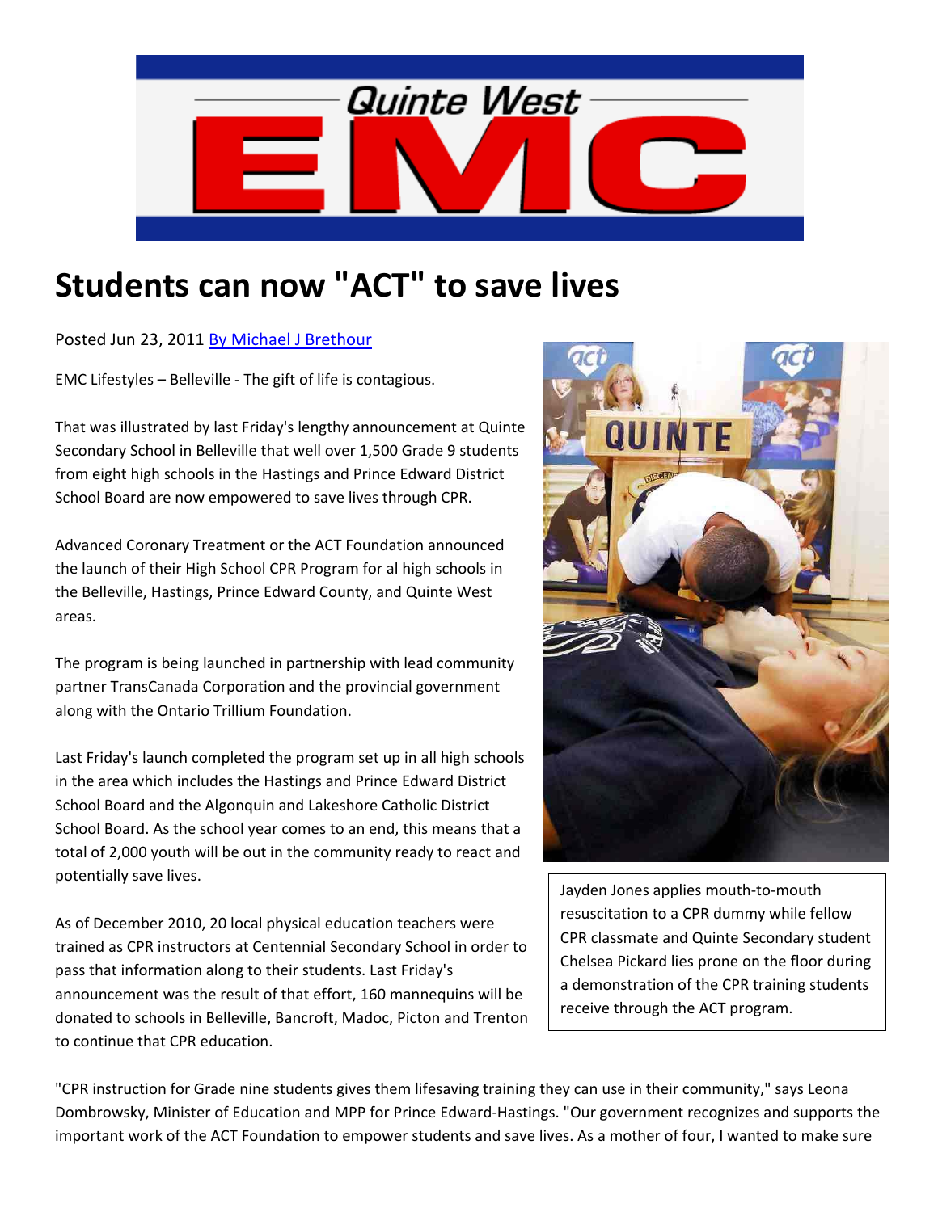# Students can now "ACT" to save lives

Posted Jun 23, 2011 By Michael J Brethour

EMC Lifestyles – Belleville - The gift of life is contagious.

That was illustrated by last Friday's lengthy announcement at Quinte Secondary School in Belleville that well over 1,500 Grade 9 students from eight high schools in the Hastings and Prince Edward District School Board are now empowered to save lives through CPR.

Advanced Coronary Treatment or the ACT Foundation announced the launch of their High School CPR Program for al high schools in the Belleville, Hastings, Prince Edward County, and Quinte West areas.

The program is being launched in partnership with lead community partner TransCanada Corporation and the provincial government along with the Ontario Trillium Foundation.

Last Friday's launch completed the program set up in all high schools in the area which includes the Hastings and Prince Edward District School Board and the Algonquin and Lakeshore Catholic District School Board. As the school year comes to an end, this means that a total of 2,000 youth will be out in the community ready to react and potentially save lives.

As of December 2010, 20 local physical education teachers were trained as CPR instructors at Centennial Secondary School in order to pass that information along to their students. Last Friday's announcement was the result of that effort, 160 mannequins will be donated to schools in Belleville, Bancroft, Madoc, Picton and Trenton to continue that CPR education.

Jayden Jones applies mouth-to-mouth resuscitation to a CPR dummy while fellow CPR classmate and Quinte Secondary student Chelsea Pickard lies prone on the floor during a demonstration of the CPR training students receive through the ACT program.

"CPR instruction for Grade nine students gives them lifesaving training they can use in their community," says Leona Dombrowsky, Minister of Education and MPP for Prince Edward-Hastings. "Our government recognizes and supports the important work of the ACT Foundation to empower students and save lives. As a mother of four, I wanted to make sure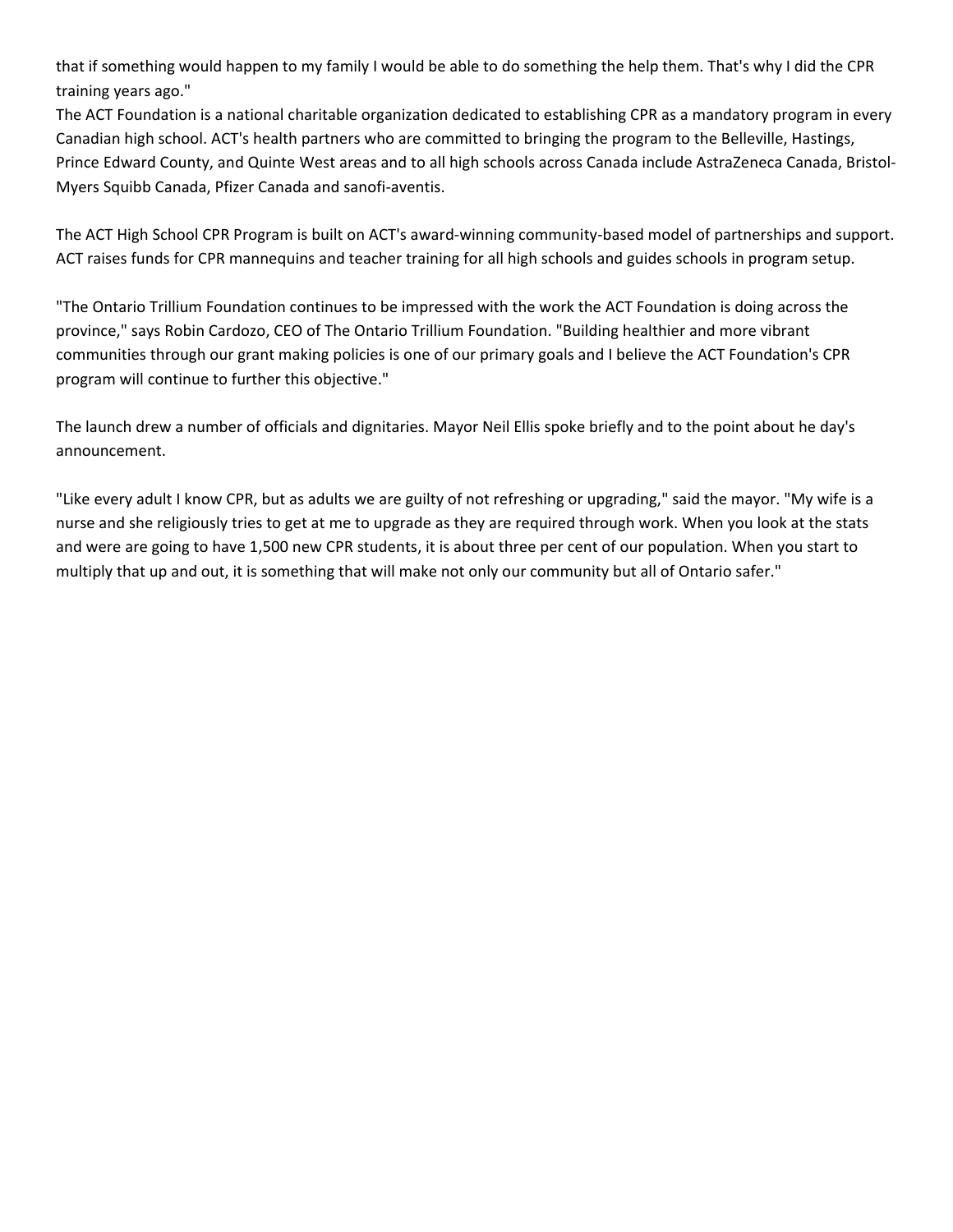that if something would happen to my family I would be able to do something the help them. That's why I did the CPR training years ago."

The ACT Foundation is a national charitable organization dedicated to establishing CPR as a mandatory program in every Canadian high school. ACT's health partners who are committed to bringing the program to the Belleville, Hastings, Prince Edward County, and Quinte West areas and to all high schools across Canada include AstraZeneca Canada, Bristol-Myers Squibb Canada, Pfizer Canada and sanofi-aventis.

The ACT High School CPR Program is built on ACT's award-winning community-based model of partnerships and support. ACT raises funds for CPR mannequins and teacher training for all high schools and guides schools in program setup.

"The Ontario Trillium Foundation continues to be impressed with the work the ACT Foundation is doing across the province," says Robin Cardozo, CEO of The Ontario Trillium Foundation. "Building healthier and more vibrant communities through our grant making policies is one of our primary goals and I believe the ACT Foundation's CPR program will continue to further this objective."

The launch drew a number of officials and dignitaries. Mayor Neil Ellis spoke briefly and to the point about he day's announcement.

"Like every adult I know CPR, but as adults we are guilty of not refreshing or upgrading," said the mayor. "My wife is a nurse and she religiously tries to get at me to upgrade as they are required through work. When you look at the stats and were are going to have 1,500 new CPR students, it is about three per cent of our population. When you start to multiply that up and out, it is something that will make not only our community but all of Ontario safer."